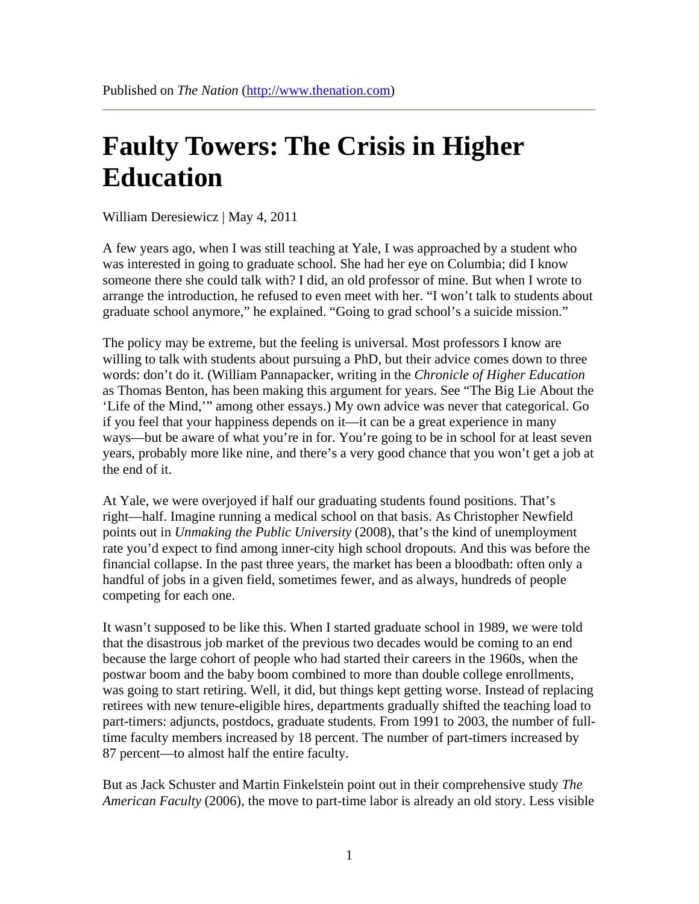Published on *The Nation* (http://www.thenation.com)

# Faulty Towers: The Crisis in Higher Education

William Deresiewicz | May 4, 2011

A few years ago, when I was still teaching at Yale, I was approached by a student who was interested in going to graduate school. She had her eye on Columbia; did I know someone there she could talk with? I did, an old professor of mine. But when I wrote to arrange the introduction, he refused to even meet with her. "I won't talk to students about graduate school anymore," he explained. "Going to grad school's a suicide mission."

The policy may be extreme, but the feeling is universal. Most professors I know are willing to talk with students about pursuing a PhD, but their advice comes down to three words: don't do it. (William Pannapacker, writing in the *Chronicle of Higher Education* as Thomas Benton, has been making this argument for years. See "The Big Lie About the 'Life of the Mind,'" among other essays.) My own advice was never that categorical. Go if you feel that your happiness depends on it—it can be a great experience in many ways—but be aware of what you're in for. You're going to be in school for at least seven years, probably more like nine, and there's a very good chance that you won't get a job at the end of it.

At Yale, we were overjoyed if half our graduating students found positions. That's right—half. Imagine running a medical school on that basis. As Christopher Newfield points out in *Unmaking the Public University* (2008), that's the kind of unemployment rate you'd expect to find among inner-city high school dropouts. And this was before the financial collapse. In the past three years, the market has been a bloodbath: often only a handful of jobs in a given field, sometimes fewer, and as always, hundreds of people competing for each one.

It wasn't supposed to be like this. When I started graduate school in 1989, we were told that the disastrous job market of the previous two decades would be coming to an end because the large cohort of people who had started their careers in the 1960s, when the postwar boom and the baby boom combined to more than double college enrollments, was going to start retiring. Well, it did, but things kept getting worse. Instead of replacing retirees with new tenure-eligible hires, departments gradually shifted the teaching load to part-timers: adjuncts, postdocs, graduate students. From 1991 to 2003, the number of full-time faculty members increased by 18 percent. The number of part-timers increased by 87 percent—to almost half the entire faculty.

But as Jack Schuster and Martin Finkelstein point out in their comprehensive study *The American Faculty* (2006), the move to part-time labor is already an old story. Less visible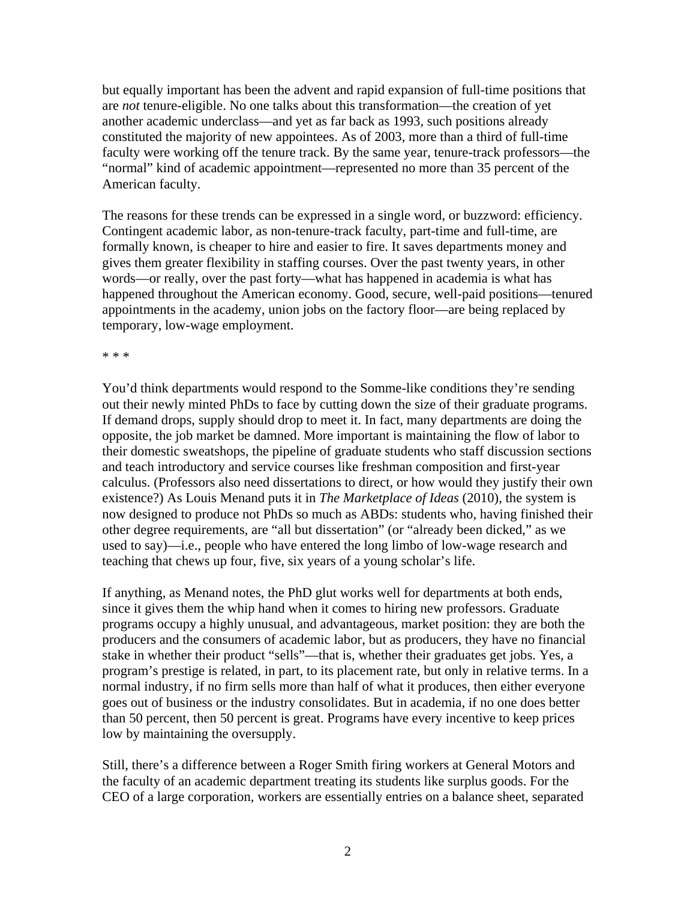but equally important has been the advent and rapid expansion of full-time positions that are *not* tenure-eligible. No one talks about this transformation—the creation of yet another academic underclass—and yet as far back as 1993, such positions already constituted the majority of new appointees. As of 2003, more than a third of full-time faculty were working off the tenure track. By the same year, tenure-track professors—the "normal" kind of academic appointment—represented no more than 35 percent of the American faculty.

The reasons for these trends can be expressed in a single word, or buzzword: efficiency. Contingent academic labor, as non-tenure-track faculty, part-time and full-time, are formally known, is cheaper to hire and easier to fire. It saves departments money and gives them greater flexibility in staffing courses. Over the past twenty years, in other words—or really, over the past forty—what has happened in academia is what has happened throughout the American economy. Good, secure, well-paid positions—tenured appointments in the academy, union jobs on the factory floor—are being replaced by temporary, low-wage employment.

* * *

You'd think departments would respond to the Somme-like conditions they're sending out their newly minted PhDs to face by cutting down the size of their graduate programs. If demand drops, supply should drop to meet it. In fact, many departments are doing the opposite, the job market be damned. More important is maintaining the flow of labor to their domestic sweatshops, the pipeline of graduate students who staff discussion sections and teach introductory and service courses like freshman composition and first-year calculus. (Professors also need dissertations to direct, or how would they justify their own existence?) As Louis Menand puts it in *The Marketplace of Ideas* (2010), the system is now designed to produce not PhDs so much as ABDs: students who, having finished their other degree requirements, are "all but dissertation" (or "already been dicked," as we used to say)—i.e., people who have entered the long limbo of low-wage research and teaching that chews up four, five, six years of a young scholar's life.

If anything, as Menand notes, the PhD glut works well for departments at both ends, since it gives them the whip hand when it comes to hiring new professors. Graduate programs occupy a highly unusual, and advantageous, market position: they are both the producers and the consumers of academic labor, but as producers, they have no financial stake in whether their product "sells"—that is, whether their graduates get jobs. Yes, a program's prestige is related, in part, to its placement rate, but only in relative terms. In a normal industry, if no firm sells more than half of what it produces, then either everyone goes out of business or the industry consolidates. But in academia, if no one does better than 50 percent, then 50 percent is great. Programs have every incentive to keep prices low by maintaining the oversupply.

Still, there's a difference between a Roger Smith firing workers at General Motors and the faculty of an academic department treating its students like surplus goods. For the CEO of a large corporation, workers are essentially entries on a balance sheet, separated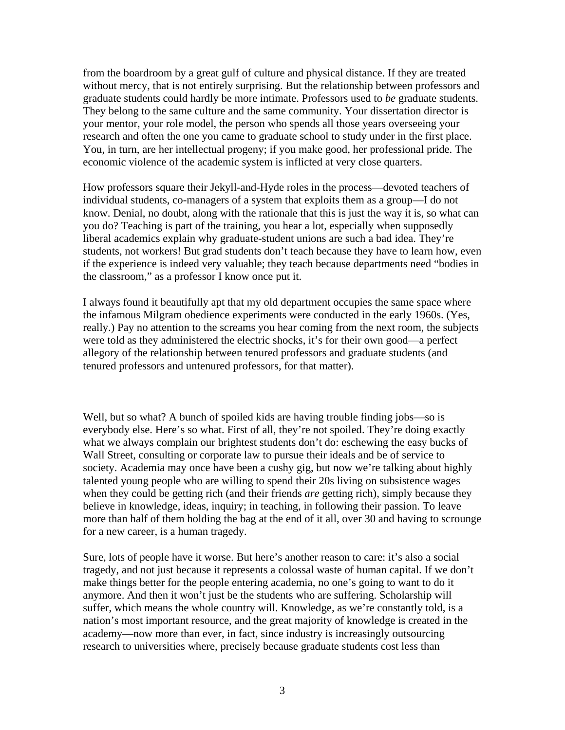from the boardroom by a great gulf of culture and physical distance. If they are treated without mercy, that is not entirely surprising. But the relationship between professors and graduate students could hardly be more intimate. Professors used to *be* graduate students. They belong to the same culture and the same community. Your dissertation director is your mentor, your role model, the person who spends all those years overseeing your research and often the one you came to graduate school to study under in the first place. You, in turn, are her intellectual progeny; if you make good, her professional pride. The economic violence of the academic system is inflicted at very close quarters.

How professors square their Jekyll-and-Hyde roles in the process—devoted teachers of individual students, co-managers of a system that exploits them as a group—I do not know. Denial, no doubt, along with the rationale that this is just the way it is, so what can you do? Teaching is part of the training, you hear a lot, especially when supposedly liberal academics explain why graduate-student unions are such a bad idea. They're students, not workers! But grad students don't teach because they have to learn how, even if the experience is indeed very valuable; they teach because departments need "bodies in the classroom," as a professor I know once put it.

I always found it beautifully apt that my old department occupies the same space where the infamous Milgram obedience experiments were conducted in the early 1960s. (Yes, really.) Pay no attention to the screams you hear coming from the next room, the subjects were told as they administered the electric shocks, it's for their own good—a perfect allegory of the relationship between tenured professors and graduate students (and tenured professors and untenured professors, for that matter).

Well, but so what? A bunch of spoiled kids are having trouble finding jobs—so is everybody else. Here's so what. First of all, they're not spoiled. They're doing exactly what we always complain our brightest students don't do: eschewing the easy bucks of Wall Street, consulting or corporate law to pursue their ideals and be of service to society. Academia may once have been a cushy gig, but now we're talking about highly talented young people who are willing to spend their 20s living on subsistence wages when they could be getting rich (and their friends *are* getting rich), simply because they believe in knowledge, ideas, inquiry; in teaching, in following their passion. To leave more than half of them holding the bag at the end of it all, over 30 and having to scrounge for a new career, is a human tragedy.

Sure, lots of people have it worse. But here's another reason to care: it's also a social tragedy, and not just because it represents a colossal waste of human capital. If we don't make things better for the people entering academia, no one's going to want to do it anymore. And then it won't just be the students who are suffering. Scholarship will suffer, which means the whole country will. Knowledge, as we're constantly told, is a nation's most important resource, and the great majority of knowledge is created in the academy—now more than ever, in fact, since industry is increasingly outsourcing research to universities where, precisely because graduate students cost less than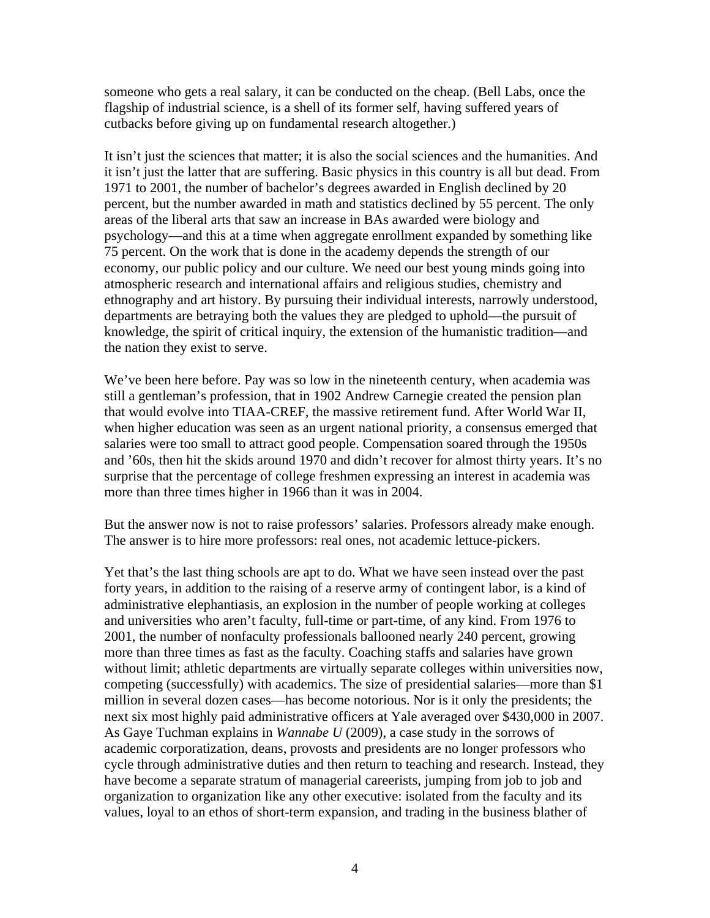someone who gets a real salary, it can be conducted on the cheap. (Bell Labs, once the flagship of industrial science, is a shell of its former self, having suffered years of cutbacks before giving up on fundamental research altogether.)

It isn't just the sciences that matter; it is also the social sciences and the humanities. And it isn't just the latter that are suffering. Basic physics in this country is all but dead. From 1971 to 2001, the number of bachelor's degrees awarded in English declined by 20 percent, but the number awarded in math and statistics declined by 55 percent. The only areas of the liberal arts that saw an increase in BAs awarded were biology and psychology—and this at a time when aggregate enrollment expanded by something like 75 percent. On the work that is done in the academy depends the strength of our economy, our public policy and our culture. We need our best young minds going into atmospheric research and international affairs and religious studies, chemistry and ethnography and art history. By pursuing their individual interests, narrowly understood, departments are betraying both the values they are pledged to uphold—the pursuit of knowledge, the spirit of critical inquiry, the extension of the humanistic tradition—and the nation they exist to serve.

We've been here before. Pay was so low in the nineteenth century, when academia was still a gentleman's profession, that in 1902 Andrew Carnegie created the pension plan that would evolve into TIAA-CREF, the massive retirement fund. After World War II, when higher education was seen as an urgent national priority, a consensus emerged that salaries were too small to attract good people. Compensation soared through the 1950s and '60s, then hit the skids around 1970 and didn't recover for almost thirty years. It's no surprise that the percentage of college freshmen expressing an interest in academia was more than three times higher in 1966 than it was in 2004.

But the answer now is not to raise professors' salaries. Professors already make enough. The answer is to hire more professors: real ones, not academic lettuce-pickers.

Yet that's the last thing schools are apt to do. What we have seen instead over the past forty years, in addition to the raising of a reserve army of contingent labor, is a kind of administrative elephantiasis, an explosion in the number of people working at colleges and universities who aren't faculty, full-time or part-time, of any kind. From 1976 to 2001, the number of nonfaculty professionals ballooned nearly 240 percent, growing more than three times as fast as the faculty. Coaching staffs and salaries have grown without limit; athletic departments are virtually separate colleges within universities now, competing (successfully) with academics. The size of presidential salaries—more than $1 million in several dozen cases—has become notorious. Nor is it only the presidents; the next six most highly paid administrative officers at Yale averaged over $430,000 in 2007. As Gaye Tuchman explains in *Wannabe U* (2009), a case study in the sorrows of academic corporatization, deans, provosts and presidents are no longer professors who cycle through administrative duties and then return to teaching and research. Instead, they have become a separate stratum of managerial careerists, jumping from job to job and organization to organization like any other executive: isolated from the faculty and its values, loyal to an ethos of short-term expansion, and trading in the business blather of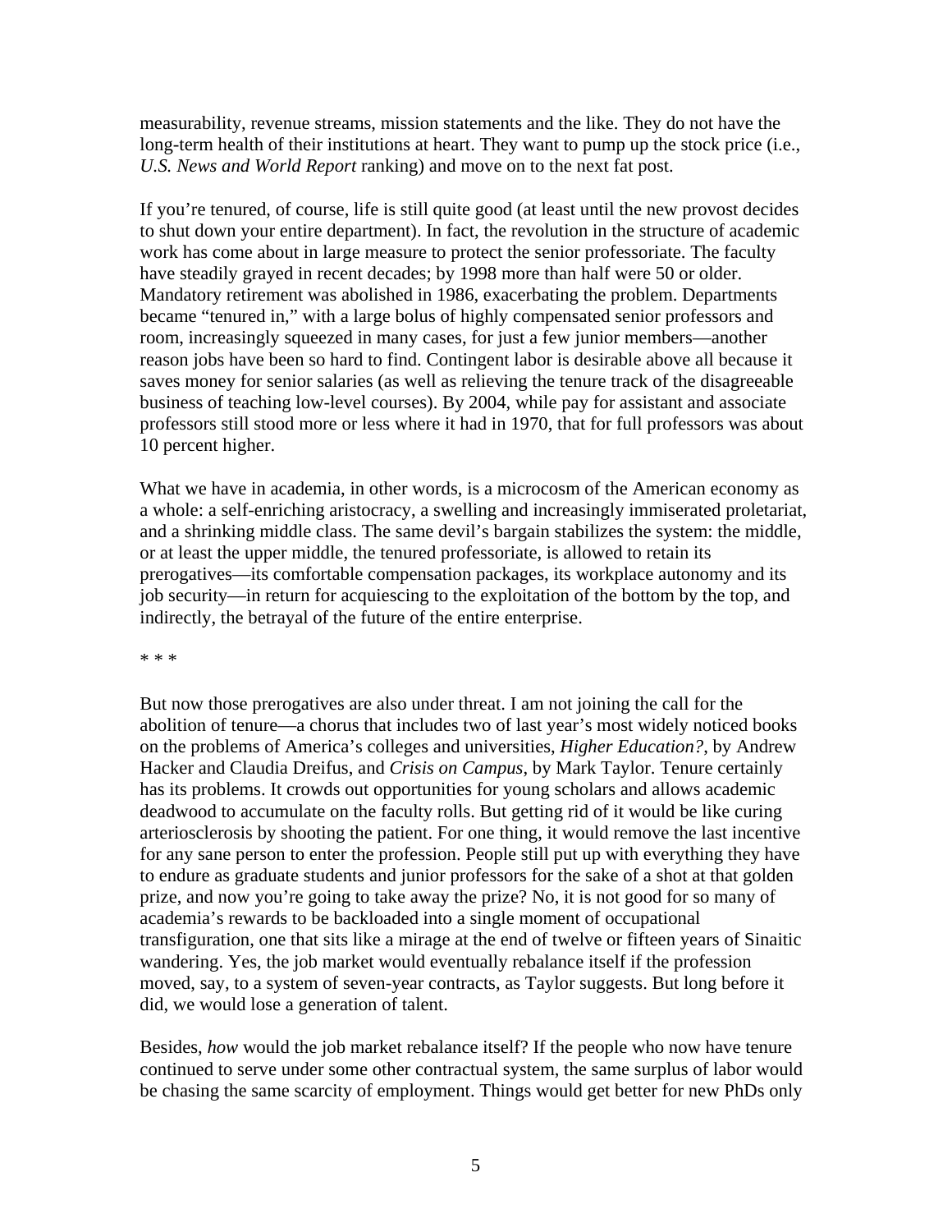measurability, revenue streams, mission statements and the like. They do not have the long-term health of their institutions at heart. They want to pump up the stock price (i.e., *U.S. News and World Report* ranking) and move on to the next fat post.

If you're tenured, of course, life is still quite good (at least until the new provost decides to shut down your entire department). In fact, the revolution in the structure of academic work has come about in large measure to protect the senior professoriate. The faculty have steadily grayed in recent decades; by 1998 more than half were 50 or older. Mandatory retirement was abolished in 1986, exacerbating the problem. Departments became "tenured in," with a large bolus of highly compensated senior professors and room, increasingly squeezed in many cases, for just a few junior members—another reason jobs have been so hard to find. Contingent labor is desirable above all because it saves money for senior salaries (as well as relieving the tenure track of the disagreeable business of teaching low-level courses). By 2004, while pay for assistant and associate professors still stood more or less where it had in 1970, that for full professors was about 10 percent higher.

What we have in academia, in other words, is a microcosm of the American economy as a whole: a self-enriching aristocracy, a swelling and increasingly immiserated proletariat, and a shrinking middle class. The same devil's bargain stabilizes the system: the middle, or at least the upper middle, the tenured professoriate, is allowed to retain its prerogatives—its comfortable compensation packages, its workplace autonomy and its job security—in return for acquiescing to the exploitation of the bottom by the top, and indirectly, the betrayal of the future of the entire enterprise.

\* \* \*

But now those prerogatives are also under threat. I am not joining the call for the abolition of tenure—a chorus that includes two of last year's most widely noticed books on the problems of America's colleges and universities, *Higher Education?*, by Andrew Hacker and Claudia Dreifus, and *Crisis on Campus*, by Mark Taylor. Tenure certainly has its problems. It crowds out opportunities for young scholars and allows academic deadwood to accumulate on the faculty rolls. But getting rid of it would be like curing arteriosclerosis by shooting the patient. For one thing, it would remove the last incentive for any sane person to enter the profession. People still put up with everything they have to endure as graduate students and junior professors for the sake of a shot at that golden prize, and now you're going to take away the prize? No, it is not good for so many of academia's rewards to be backloaded into a single moment of occupational transfiguration, one that sits like a mirage at the end of twelve or fifteen years of Sinaitic wandering. Yes, the job market would eventually rebalance itself if the profession moved, say, to a system of seven-year contracts, as Taylor suggests. But long before it did, we would lose a generation of talent.

Besides, *how* would the job market rebalance itself? If the people who now have tenure continued to serve under some other contractual system, the same surplus of labor would be chasing the same scarcity of employment. Things would get better for new PhDs only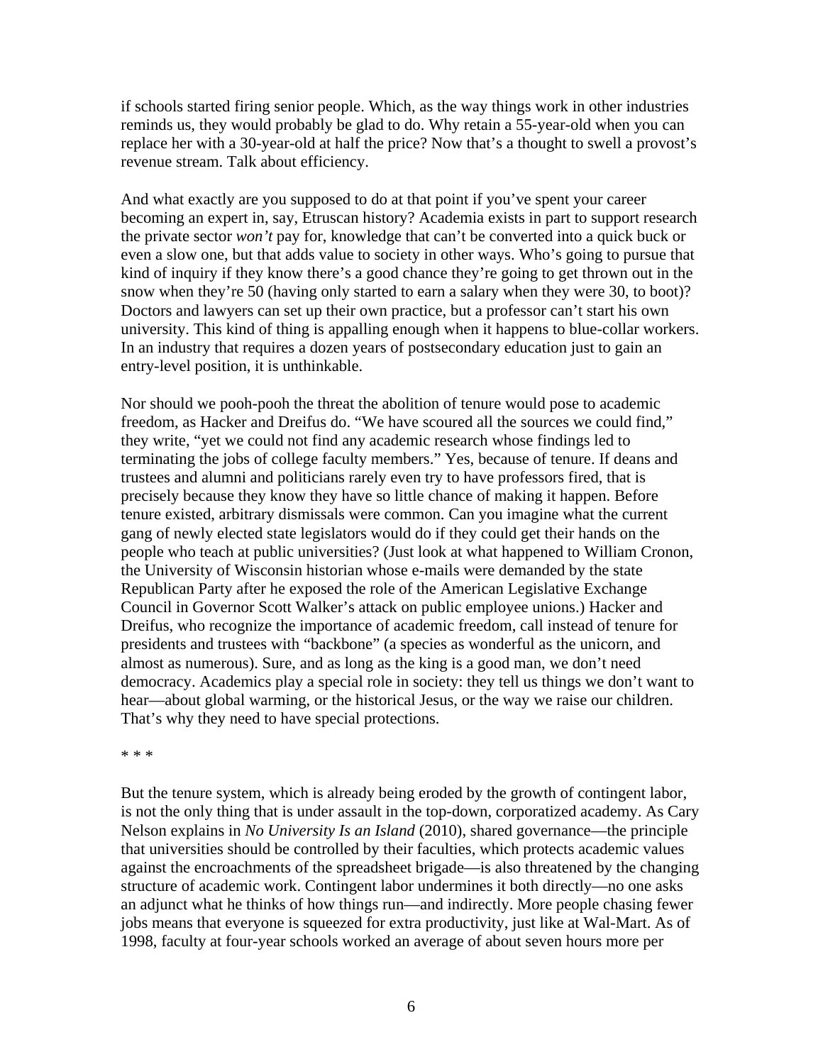if schools started firing senior people. Which, as the way things work in other industries reminds us, they would probably be glad to do. Why retain a 55-year-old when you can replace her with a 30-year-old at half the price? Now that's a thought to swell a provost's revenue stream. Talk about efficiency.

And what exactly are you supposed to do at that point if you've spent your career becoming an expert in, say, Etruscan history? Academia exists in part to support research the private sector *won't* pay for, knowledge that can't be converted into a quick buck or even a slow one, but that adds value to society in other ways. Who's going to pursue that kind of inquiry if they know there's a good chance they're going to get thrown out in the snow when they're 50 (having only started to earn a salary when they were 30, to boot)? Doctors and lawyers can set up their own practice, but a professor can't start his own university. This kind of thing is appalling enough when it happens to blue-collar workers. In an industry that requires a dozen years of postsecondary education just to gain an entry-level position, it is unthinkable.

Nor should we pooh-pooh the threat the abolition of tenure would pose to academic freedom, as Hacker and Dreifus do. "We have scoured all the sources we could find," they write, "yet we could not find any academic research whose findings led to terminating the jobs of college faculty members." Yes, because of tenure. If deans and trustees and alumni and politicians rarely even try to have professors fired, that is precisely because they know they have so little chance of making it happen. Before tenure existed, arbitrary dismissals were common. Can you imagine what the current gang of newly elected state legislators would do if they could get their hands on the people who teach at public universities? (Just look at what happened to William Cronon, the University of Wisconsin historian whose e-mails were demanded by the state Republican Party after he exposed the role of the American Legislative Exchange Council in Governor Scott Walker's attack on public employee unions.) Hacker and Dreifus, who recognize the importance of academic freedom, call instead of tenure for presidents and trustees with "backbone" (a species as wonderful as the unicorn, and almost as numerous). Sure, and as long as the king is a good man, we don't need democracy. Academics play a special role in society: they tell us things we don't want to hear—about global warming, or the historical Jesus, or the way we raise our children. That's why they need to have special protections.

\* \* \*

But the tenure system, which is already being eroded by the growth of contingent labor, is not the only thing that is under assault in the top-down, corporatized academy. As Cary Nelson explains in *No University Is an Island* (2010), shared governance—the principle that universities should be controlled by their faculties, which protects academic values against the encroachments of the spreadsheet brigade—is also threatened by the changing structure of academic work. Contingent labor undermines it both directly—no one asks an adjunct what he thinks of how things run—and indirectly. More people chasing fewer jobs means that everyone is squeezed for extra productivity, just like at Wal-Mart. As of 1998, faculty at four-year schools worked an average of about seven hours more per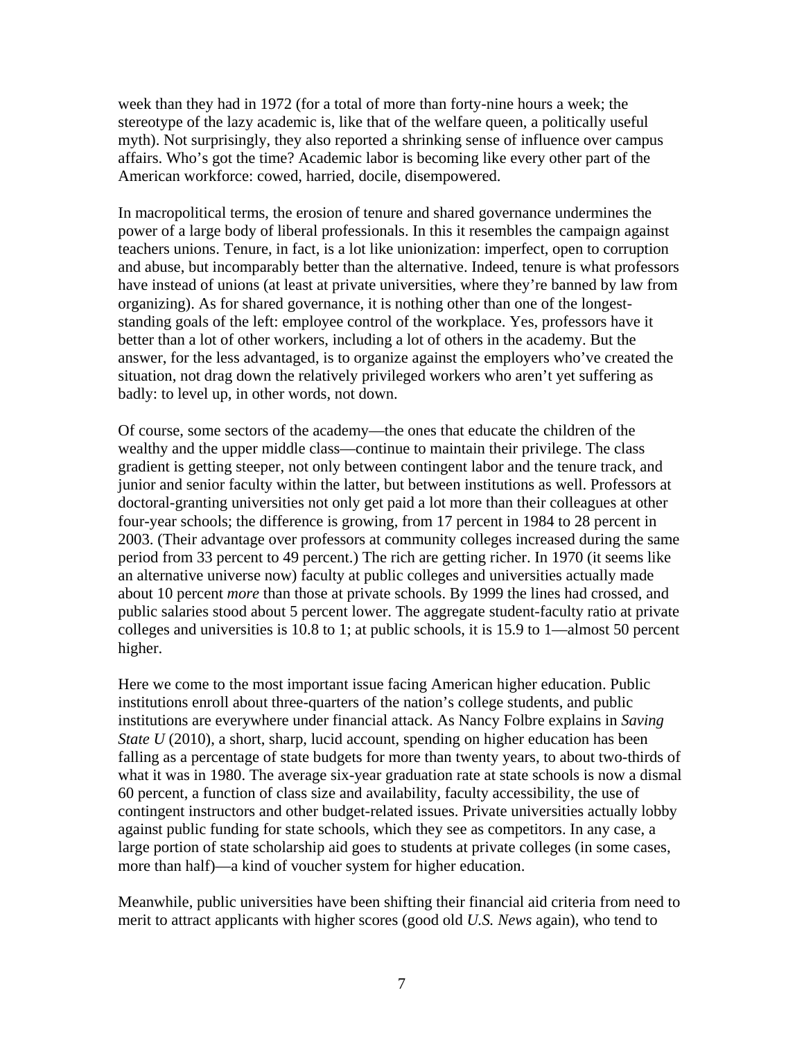week than they had in 1972 (for a total of more than forty-nine hours a week; the stereotype of the lazy academic is, like that of the welfare queen, a politically useful myth). Not surprisingly, they also reported a shrinking sense of influence over campus affairs. Who's got the time? Academic labor is becoming like every other part of the American workforce: cowed, harried, docile, disempowered.

In macropolitical terms, the erosion of tenure and shared governance undermines the power of a large body of liberal professionals. In this it resembles the campaign against teachers unions. Tenure, in fact, is a lot like unionization: imperfect, open to corruption and abuse, but incomparably better than the alternative. Indeed, tenure is what professors have instead of unions (at least at private universities, where they're banned by law from organizing). As for shared governance, it is nothing other than one of the longest-standing goals of the left: employee control of the workplace. Yes, professors have it better than a lot of other workers, including a lot of others in the academy. But the answer, for the less advantaged, is to organize against the employers who've created the situation, not drag down the relatively privileged workers who aren't yet suffering as badly: to level up, in other words, not down.

Of course, some sectors of the academy—the ones that educate the children of the wealthy and the upper middle class—continue to maintain their privilege. The class gradient is getting steeper, not only between contingent labor and the tenure track, and junior and senior faculty within the latter, but between institutions as well. Professors at doctoral-granting universities not only get paid a lot more than their colleagues at other four-year schools; the difference is growing, from 17 percent in 1984 to 28 percent in 2003. (Their advantage over professors at community colleges increased during the same period from 33 percent to 49 percent.) The rich are getting richer. In 1970 (it seems like an alternative universe now) faculty at public colleges and universities actually made about 10 percent *more* than those at private schools. By 1999 the lines had crossed, and public salaries stood about 5 percent lower. The aggregate student-faculty ratio at private colleges and universities is 10.8 to 1; at public schools, it is 15.9 to 1—almost 50 percent higher.

Here we come to the most important issue facing American higher education. Public institutions enroll about three-quarters of the nation's college students, and public institutions are everywhere under financial attack. As Nancy Folbre explains in *Saving State U* (2010), a short, sharp, lucid account, spending on higher education has been falling as a percentage of state budgets for more than twenty years, to about two-thirds of what it was in 1980. The average six-year graduation rate at state schools is now a dismal 60 percent, a function of class size and availability, faculty accessibility, the use of contingent instructors and other budget-related issues. Private universities actually lobby against public funding for state schools, which they see as competitors. In any case, a large portion of state scholarship aid goes to students at private colleges (in some cases, more than half)—a kind of voucher system for higher education.

Meanwhile, public universities have been shifting their financial aid criteria from need to merit to attract applicants with higher scores (good old *U.S. News* again), who tend to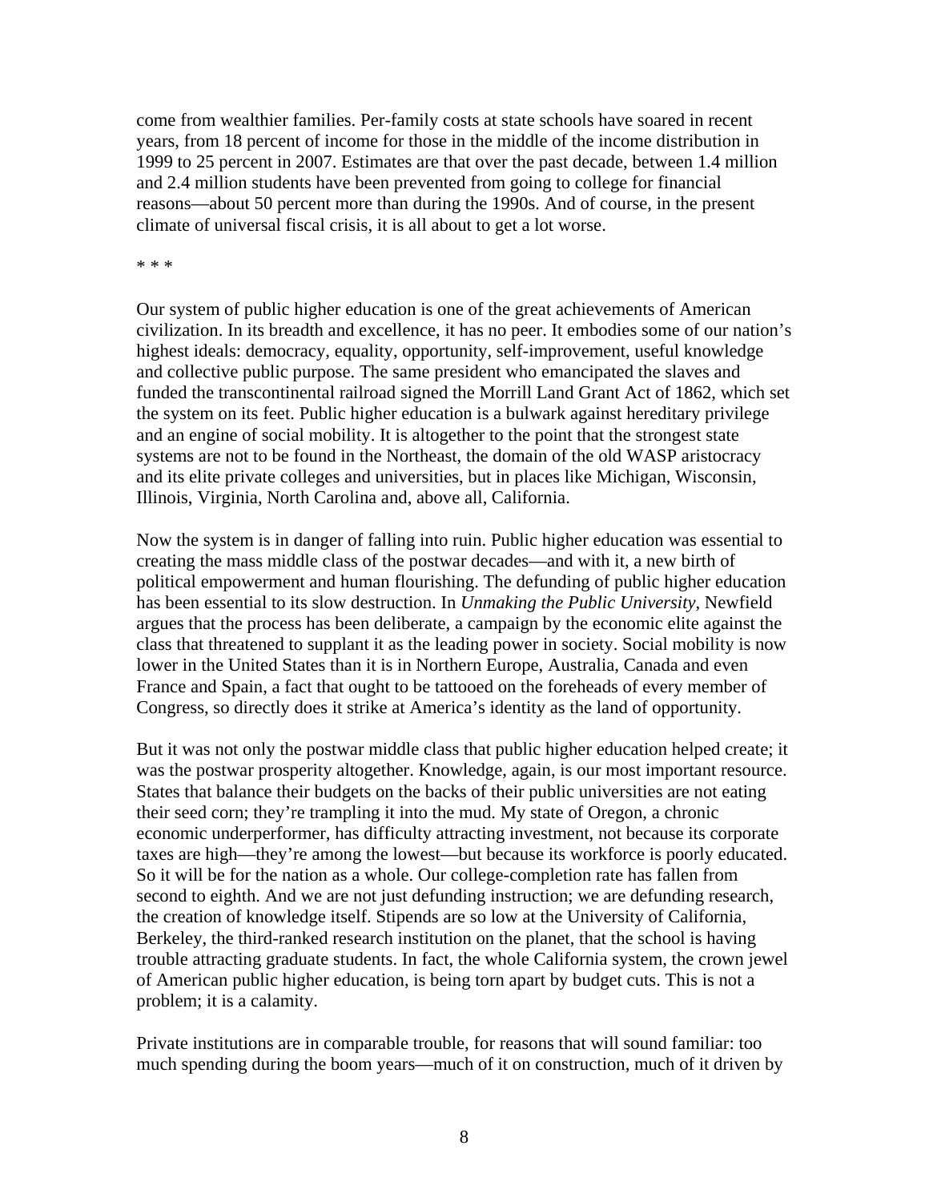come from wealthier families. Per-family costs at state schools have soared in recent years, from 18 percent of income for those in the middle of the income distribution in 1999 to 25 percent in 2007. Estimates are that over the past decade, between 1.4 million and 2.4 million students have been prevented from going to college for financial reasons—about 50 percent more than during the 1990s. And of course, in the present climate of universal fiscal crisis, it is all about to get a lot worse.

* * *

Our system of public higher education is one of the great achievements of American civilization. In its breadth and excellence, it has no peer. It embodies some of our nation's highest ideals: democracy, equality, opportunity, self-improvement, useful knowledge and collective public purpose. The same president who emancipated the slaves and funded the transcontinental railroad signed the Morrill Land Grant Act of 1862, which set the system on its feet. Public higher education is a bulwark against hereditary privilege and an engine of social mobility. It is altogether to the point that the strongest state systems are not to be found in the Northeast, the domain of the old WASP aristocracy and its elite private colleges and universities, but in places like Michigan, Wisconsin, Illinois, Virginia, North Carolina and, above all, California.

Now the system is in danger of falling into ruin. Public higher education was essential to creating the mass middle class of the postwar decades—and with it, a new birth of political empowerment and human flourishing. The defunding of public higher education has been essential to its slow destruction. In *Unmaking the Public University*, Newfield argues that the process has been deliberate, a campaign by the economic elite against the class that threatened to supplant it as the leading power in society. Social mobility is now lower in the United States than it is in Northern Europe, Australia, Canada and even France and Spain, a fact that ought to be tattooed on the foreheads of every member of Congress, so directly does it strike at America's identity as the land of opportunity.

But it was not only the postwar middle class that public higher education helped create; it was the postwar prosperity altogether. Knowledge, again, is our most important resource. States that balance their budgets on the backs of their public universities are not eating their seed corn; they're trampling it into the mud. My state of Oregon, a chronic economic underperformer, has difficulty attracting investment, not because its corporate taxes are high—they're among the lowest—but because its workforce is poorly educated. So it will be for the nation as a whole. Our college-completion rate has fallen from second to eighth. And we are not just defunding instruction; we are defunding research, the creation of knowledge itself. Stipends are so low at the University of California, Berkeley, the third-ranked research institution on the planet, that the school is having trouble attracting graduate students. In fact, the whole California system, the crown jewel of American public higher education, is being torn apart by budget cuts. This is not a problem; it is a calamity.

Private institutions are in comparable trouble, for reasons that will sound familiar: too much spending during the boom years—much of it on construction, much of it driven by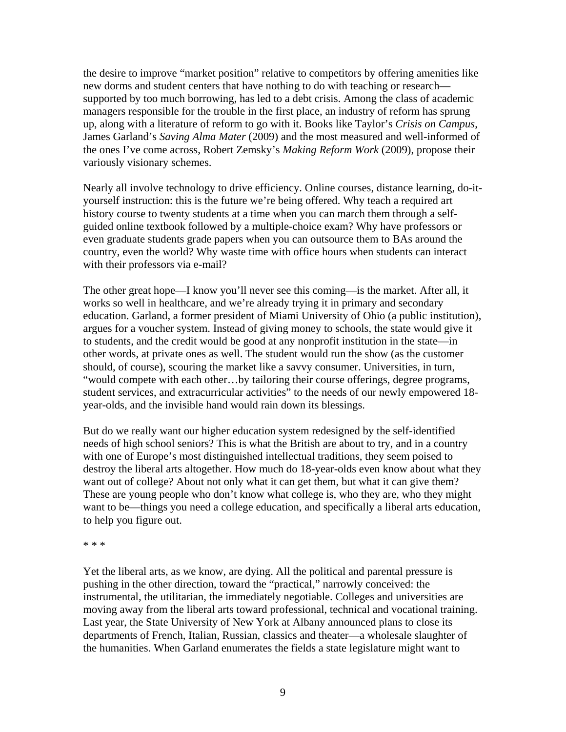the desire to improve "market position" relative to competitors by offering amenities like new dorms and student centers that have nothing to do with teaching or research—supported by too much borrowing, has led to a debt crisis. Among the class of academic managers responsible for the trouble in the first place, an industry of reform has sprung up, along with a literature of reform to go with it. Books like Taylor's *Crisis on Campus*, James Garland's *Saving Alma Mater* (2009) and the most measured and well-informed of the ones I've come across, Robert Zemsky's *Making Reform Work* (2009), propose their variously visionary schemes.

Nearly all involve technology to drive efficiency. Online courses, distance learning, do-it-yourself instruction: this is the future we're being offered. Why teach a required art history course to twenty students at a time when you can march them through a self-guided online textbook followed by a multiple-choice exam? Why have professors or even graduate students grade papers when you can outsource them to BAs around the country, even the world? Why waste time with office hours when students can interact with their professors via e-mail?

The other great hope—I know you'll never see this coming—is the market. After all, it works so well in healthcare, and we're already trying it in primary and secondary education. Garland, a former president of Miami University of Ohio (a public institution), argues for a voucher system. Instead of giving money to schools, the state would give it to students, and the credit would be good at any nonprofit institution in the state—in other words, at private ones as well. The student would run the show (as the customer should, of course), scouring the market like a savvy consumer. Universities, in turn, "would compete with each other…by tailoring their course offerings, degree programs, student services, and extracurricular activities" to the needs of our newly empowered 18-year-olds, and the invisible hand would rain down its blessings.

But do we really want our higher education system redesigned by the self-identified needs of high school seniors? This is what the British are about to try, and in a country with one of Europe's most distinguished intellectual traditions, they seem poised to destroy the liberal arts altogether. How much do 18-year-olds even know about what they want out of college? About not only what it can get them, but what it can give them? These are young people who don't know what college is, who they are, who they might want to be—things you need a college education, and specifically a liberal arts education, to help you figure out.

* * *

Yet the liberal arts, as we know, are dying. All the political and parental pressure is pushing in the other direction, toward the "practical," narrowly conceived: the instrumental, the utilitarian, the immediately negotiable. Colleges and universities are moving away from the liberal arts toward professional, technical and vocational training. Last year, the State University of New York at Albany announced plans to close its departments of French, Italian, Russian, classics and theater—a wholesale slaughter of the humanities. When Garland enumerates the fields a state legislature might want to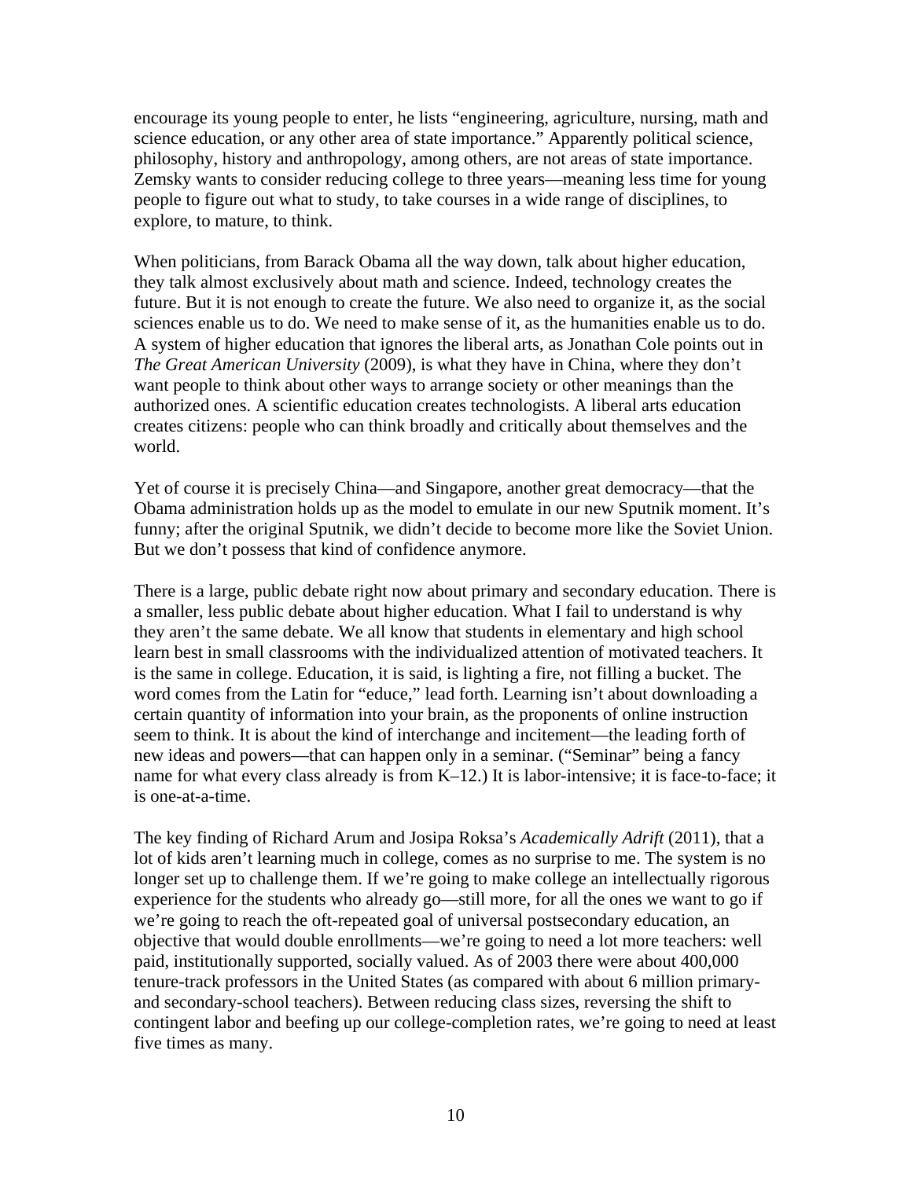encourage its young people to enter, he lists "engineering, agriculture, nursing, math and science education, or any other area of state importance." Apparently political science, philosophy, history and anthropology, among others, are not areas of state importance. Zemsky wants to consider reducing college to three years—meaning less time for young people to figure out what to study, to take courses in a wide range of disciplines, to explore, to mature, to think.

When politicians, from Barack Obama all the way down, talk about higher education, they talk almost exclusively about math and science. Indeed, technology creates the future. But it is not enough to create the future. We also need to organize it, as the social sciences enable us to do. We need to make sense of it, as the humanities enable us to do. A system of higher education that ignores the liberal arts, as Jonathan Cole points out in *The Great American University* (2009), is what they have in China, where they don't want people to think about other ways to arrange society or other meanings than the authorized ones. A scientific education creates technologists. A liberal arts education creates citizens: people who can think broadly and critically about themselves and the world.

Yet of course it is precisely China—and Singapore, another great democracy—that the Obama administration holds up as the model to emulate in our new Sputnik moment. It's funny; after the original Sputnik, we didn't decide to become more like the Soviet Union. But we don't possess that kind of confidence anymore.

There is a large, public debate right now about primary and secondary education. There is a smaller, less public debate about higher education. What I fail to understand is why they aren't the same debate. We all know that students in elementary and high school learn best in small classrooms with the individualized attention of motivated teachers. It is the same in college. Education, it is said, is lighting a fire, not filling a bucket. The word comes from the Latin for "educe," lead forth. Learning isn't about downloading a certain quantity of information into your brain, as the proponents of online instruction seem to think. It is about the kind of interchange and incitement—the leading forth of new ideas and powers—that can happen only in a seminar. ("Seminar" being a fancy name for what every class already is from K–12.) It is labor-intensive; it is face-to-face; it is one-at-a-time.

The key finding of Richard Arum and Josipa Roksa's *Academically Adrift* (2011), that a lot of kids aren't learning much in college, comes as no surprise to me. The system is no longer set up to challenge them. If we're going to make college an intellectually rigorous experience for the students who already go—still more, for all the ones we want to go if we're going to reach the oft-repeated goal of universal postsecondary education, an objective that would double enrollments—we're going to need a lot more teachers: well paid, institutionally supported, socially valued. As of 2003 there were about 400,000 tenure-track professors in the United States (as compared with about 6 million primary- and secondary-school teachers). Between reducing class sizes, reversing the shift to contingent labor and beefing up our college-completion rates, we're going to need at least five times as many.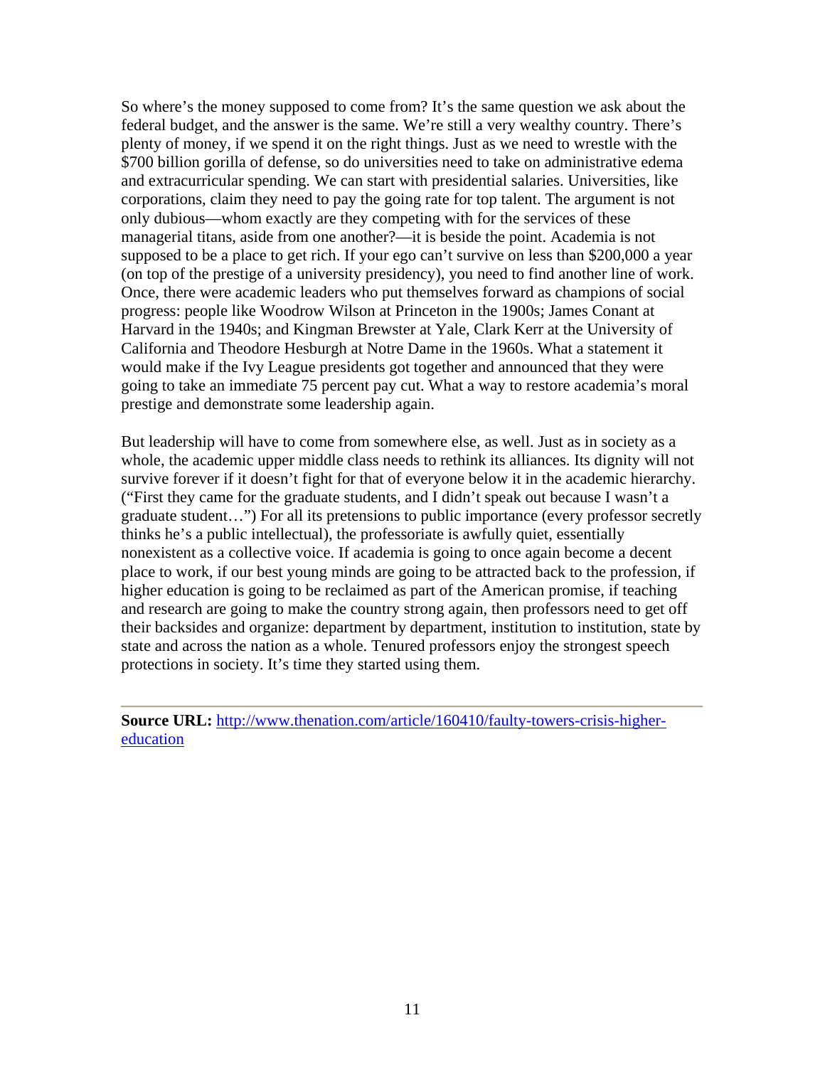So where's the money supposed to come from? It's the same question we ask about the federal budget, and the answer is the same. We're still a very wealthy country. There's plenty of money, if we spend it on the right things. Just as we need to wrestle with the $700 billion gorilla of defense, so do universities need to take on administrative edema and extracurricular spending. We can start with presidential salaries. Universities, like corporations, claim they need to pay the going rate for top talent. The argument is not only dubious—whom exactly are they competing with for the services of these managerial titans, aside from one another?—it is beside the point. Academia is not supposed to be a place to get rich. If your ego can't survive on less than $200,000 a year (on top of the prestige of a university presidency), you need to find another line of work. Once, there were academic leaders who put themselves forward as champions of social progress: people like Woodrow Wilson at Princeton in the 1900s; James Conant at Harvard in the 1940s; and Kingman Brewster at Yale, Clark Kerr at the University of California and Theodore Hesburgh at Notre Dame in the 1960s. What a statement it would make if the Ivy League presidents got together and announced that they were going to take an immediate 75 percent pay cut. What a way to restore academia's moral prestige and demonstrate some leadership again.

But leadership will have to come from somewhere else, as well. Just as in society as a whole, the academic upper middle class needs to rethink its alliances. Its dignity will not survive forever if it doesn't fight for that of everyone below it in the academic hierarchy. ("First they came for the graduate students, and I didn't speak out because I wasn't a graduate student…") For all its pretensions to public importance (every professor secretly thinks he's a public intellectual), the professoriate is awfully quiet, essentially nonexistent as a collective voice. If academia is going to once again become a decent place to work, if our best young minds are going to be attracted back to the profession, if higher education is going to be reclaimed as part of the American promise, if teaching and research are going to make the country strong again, then professors need to get off their backsides and organize: department by department, institution to institution, state by state and across the nation as a whole. Tenured professors enjoy the strongest speech protections in society. It's time they started using them.

---

**Source URL:** http://www.thenation.com/article/160410/faulty-towers-crisis-higher-education